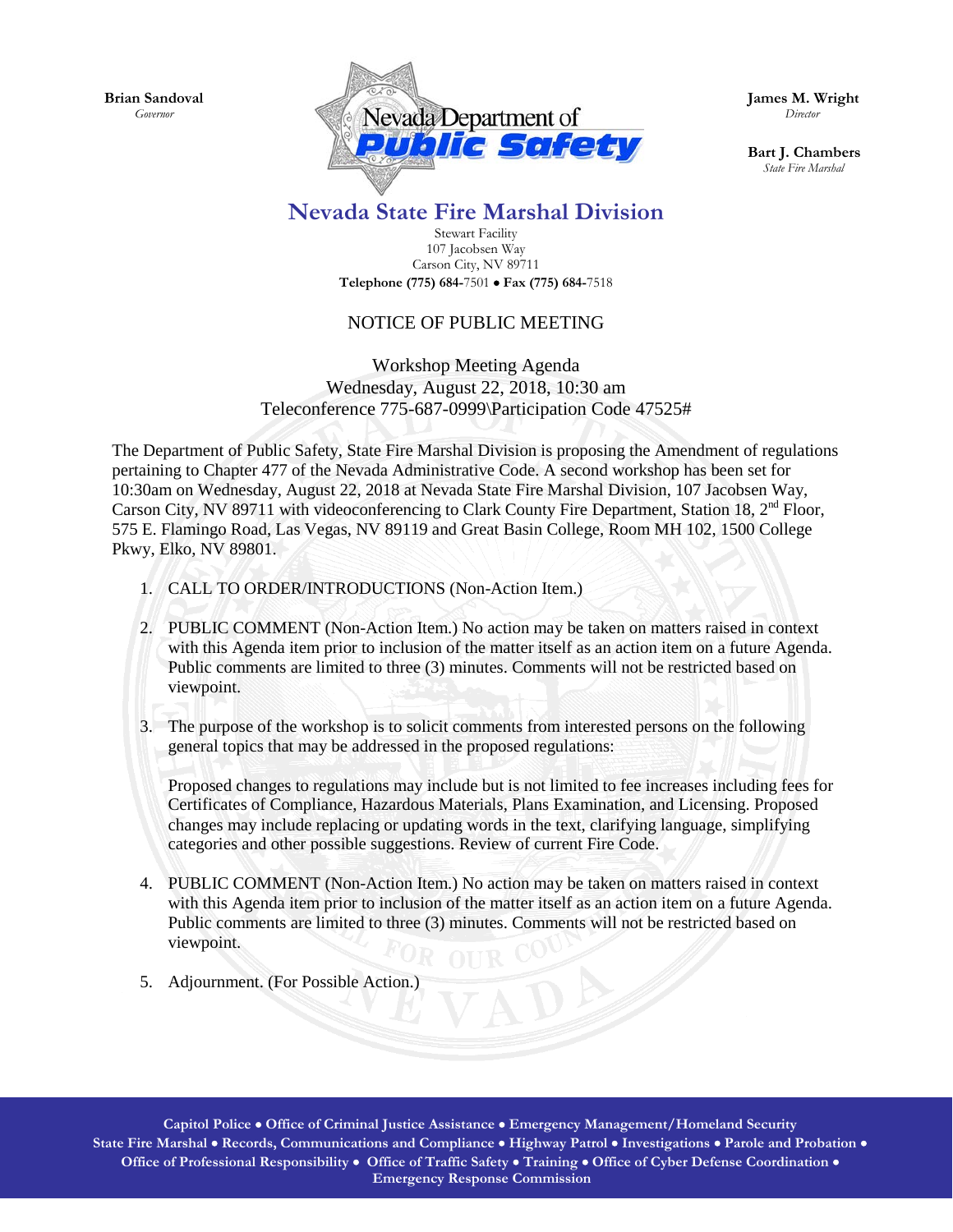**Brian Sandoval**
*Governor*

**James M. Wright**
*Director*

**Bart J. Chambers**
*State Fire Marshal*

# Nevada State Fire Marshal Division

Stewart Facility
107 Jacobsen Way
Carson City, NV 89711
**Telephone (775) 684-**7501 • **Fax (775) 684-**7518

## NOTICE OF PUBLIC MEETING

Workshop Meeting Agenda
Wednesday, August 22, 2018, 10:30 am
Teleconference 775-687-0999\Participation Code 47525#

The Department of Public Safety, State Fire Marshal Division is proposing the Amendment of regulations pertaining to Chapter 477 of the Nevada Administrative Code. A second workshop has been set for 10:30am on Wednesday, August 22, 2018 at Nevada State Fire Marshal Division, 107 Jacobsen Way, Carson City, NV 89711 with videoconferencing to Clark County Fire Department, Station 18, 2nd Floor, 575 E. Flamingo Road, Las Vegas, NV 89119 and Great Basin College, Room MH 102, 1500 College Pkwy, Elko, NV 89801.

1. CALL TO ORDER/INTRODUCTIONS (Non-Action Item.)

2. PUBLIC COMMENT (Non-Action Item.) No action may be taken on matters raised in context with this Agenda item prior to inclusion of the matter itself as an action item on a future Agenda. Public comments are limited to three (3) minutes. Comments will not be restricted based on viewpoint.

3. The purpose of the workshop is to solicit comments from interested persons on the following general topics that may be addressed in the proposed regulations:

   Proposed changes to regulations may include but is not limited to fee increases including fees for Certificates of Compliance, Hazardous Materials, Plans Examination, and Licensing. Proposed changes may include replacing or updating words in the text, clarifying language, simplifying categories and other possible suggestions. Review of current Fire Code.

4. PUBLIC COMMENT (Non-Action Item.) No action may be taken on matters raised in context with this Agenda item prior to inclusion of the matter itself as an action item on a future Agenda. Public comments are limited to three (3) minutes. Comments will not be restricted based on viewpoint.

5. Adjournment. (For Possible Action.)

**Capitol Police • Office of Criminal Justice Assistance • Emergency Management/Homeland Security**
**State Fire Marshal • Records, Communications and Compliance • Highway Patrol • Investigations • Parole and Probation •**
**Office of Professional Responsibility • Office of Traffic Safety • Training • Office of Cyber Defense Coordination •**
**Emergency Response Commission**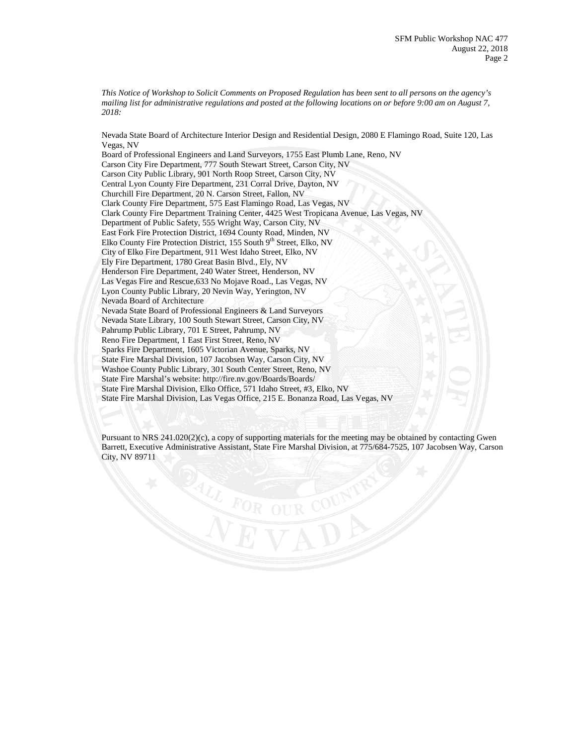*This Notice of Workshop to Solicit Comments on Proposed Regulation has been sent to all persons on the agency's mailing list for administrative regulations and posted at the following locations on or before 9:00 am on August 7, 2018:*

Nevada State Board of Architecture Interior Design and Residential Design, 2080 E Flamingo Road, Suite 120, Las Vegas, NV
Board of Professional Engineers and Land Surveyors, 1755 East Plumb Lane, Reno, NV
Carson City Fire Department, 777 South Stewart Street, Carson City, NV
Carson City Public Library, 901 North Roop Street, Carson City, NV
Central Lyon County Fire Department, 231 Corral Drive, Dayton, NV
Churchill Fire Department, 20 N. Carson Street, Fallon, NV
Clark County Fire Department, 575 East Flamingo Road, Las Vegas, NV
Clark County Fire Department Training Center, 4425 West Tropicana Avenue, Las Vegas, NV
Department of Public Safety, 555 Wright Way, Carson City, NV
East Fork Fire Protection District, 1694 County Road, Minden, NV
Elko County Fire Protection District, 155 South 9th Street, Elko, NV
City of Elko Fire Department, 911 West Idaho Street, Elko, NV
Ely Fire Department, 1780 Great Basin Blvd., Ely, NV
Henderson Fire Department, 240 Water Street, Henderson, NV
Las Vegas Fire and Rescue,633 No Mojave Road., Las Vegas, NV
Lyon County Public Library, 20 Nevin Way, Yerington, NV
Nevada Board of Architecture
Nevada State Board of Professional Engineers & Land Surveyors
Nevada State Library, 100 South Stewart Street, Carson City, NV
Pahrump Public Library, 701 E Street, Pahrump, NV
Reno Fire Department, 1 East First Street, Reno, NV
Sparks Fire Department, 1605 Victorian Avenue, Sparks, NV
State Fire Marshal Division, 107 Jacobsen Way, Carson City, NV
Washoe County Public Library, 301 South Center Street, Reno, NV
State Fire Marshal's website: http://fire.nv.gov/Boards/Boards/
State Fire Marshal Division, Elko Office, 571 Idaho Street, #3, Elko, NV
State Fire Marshal Division, Las Vegas Office, 215 E. Bonanza Road, Las Vegas, NV

Pursuant to NRS 241.020(2)(c), a copy of supporting materials for the meeting may be obtained by contacting Gwen Barrett, Executive Administrative Assistant, State Fire Marshal Division, at 775/684-7525, 107 Jacobsen Way, Carson City, NV 89711